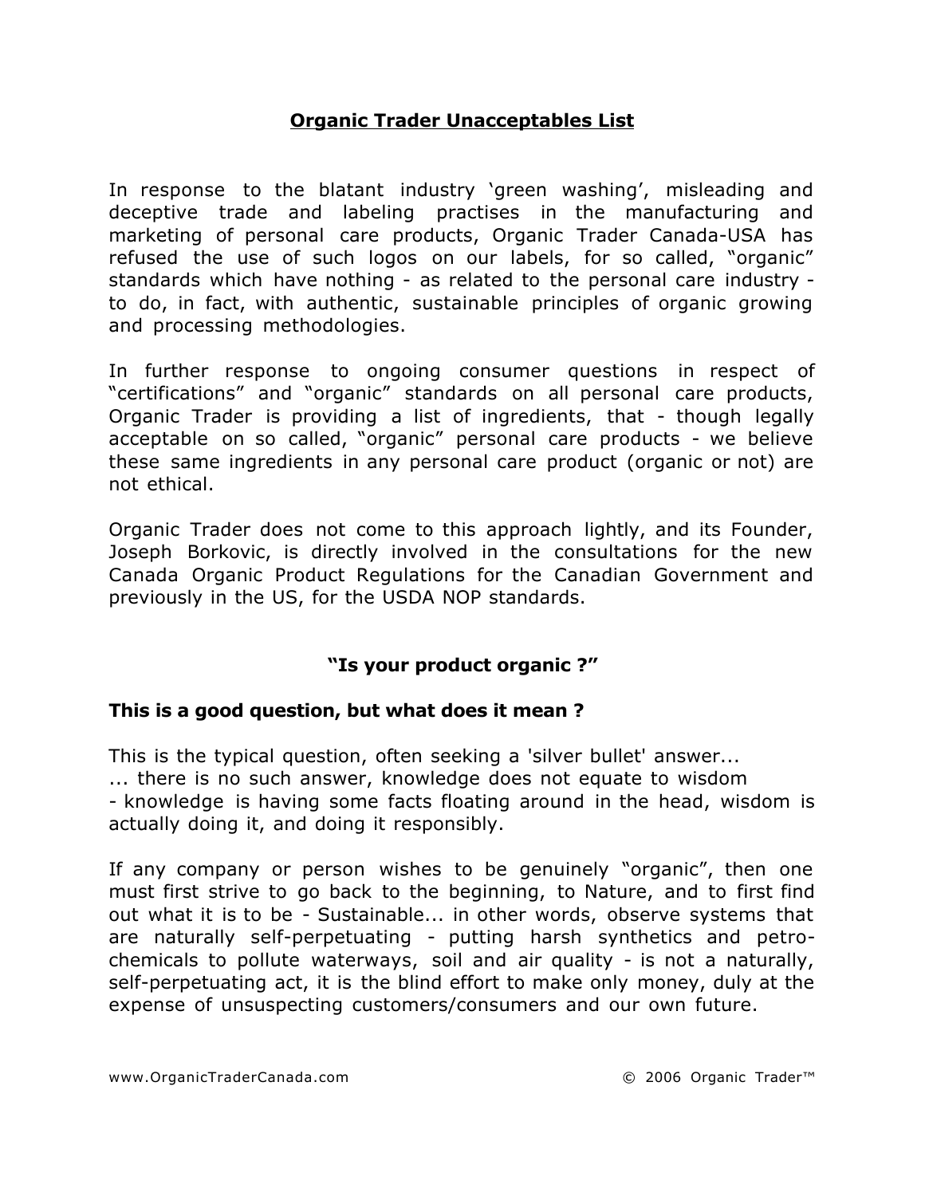# Organic Trader Unacceptables List

In response to the blatant industry 'green washing', misleading and deceptive trade and labeling practises in the manufacturing and marketing of personal care products, Organic Trader Canada-USA has refused the use of such logos on our labels, for so called, "organic" standards which have nothing - as related to the personal care industry - to do, in fact, with authentic, sustainable principles of organic growing and processing methodologies.

In further response to ongoing consumer questions in respect of "certifications" and "organic" standards on all personal care products, Organic Trader is providing a list of ingredients, that - though legally acceptable on so called, "organic" personal care products - we believe these same ingredients in any personal care product (organic or not) are not ethical.

Organic Trader does not come to this approach lightly, and its Founder, Joseph Borkovic, is directly involved in the consultations for the new Canada Organic Product Regulations for the Canadian Government and previously in the US, for the USDA NOP standards.

## "Is your product organic ?"

**This is a good question, but what does it mean ?**

This is the typical question, often seeking a 'silver bullet' answer...
... there is no such answer, knowledge does not equate to wisdom
- knowledge is having some facts floating around in the head, wisdom is actually doing it, and doing it responsibly.

If any company or person wishes to be genuinely "organic", then one must first strive to go back to the beginning, to Nature, and to first find out what it is to be - Sustainable... in other words, observe systems that are naturally self-perpetuating - putting harsh synthetics and petro-chemicals to pollute waterways, soil and air quality - is not a naturally, self-perpetuating act, it is the blind effort to make only money, duly at the expense of unsuspecting customers/consumers and our own future.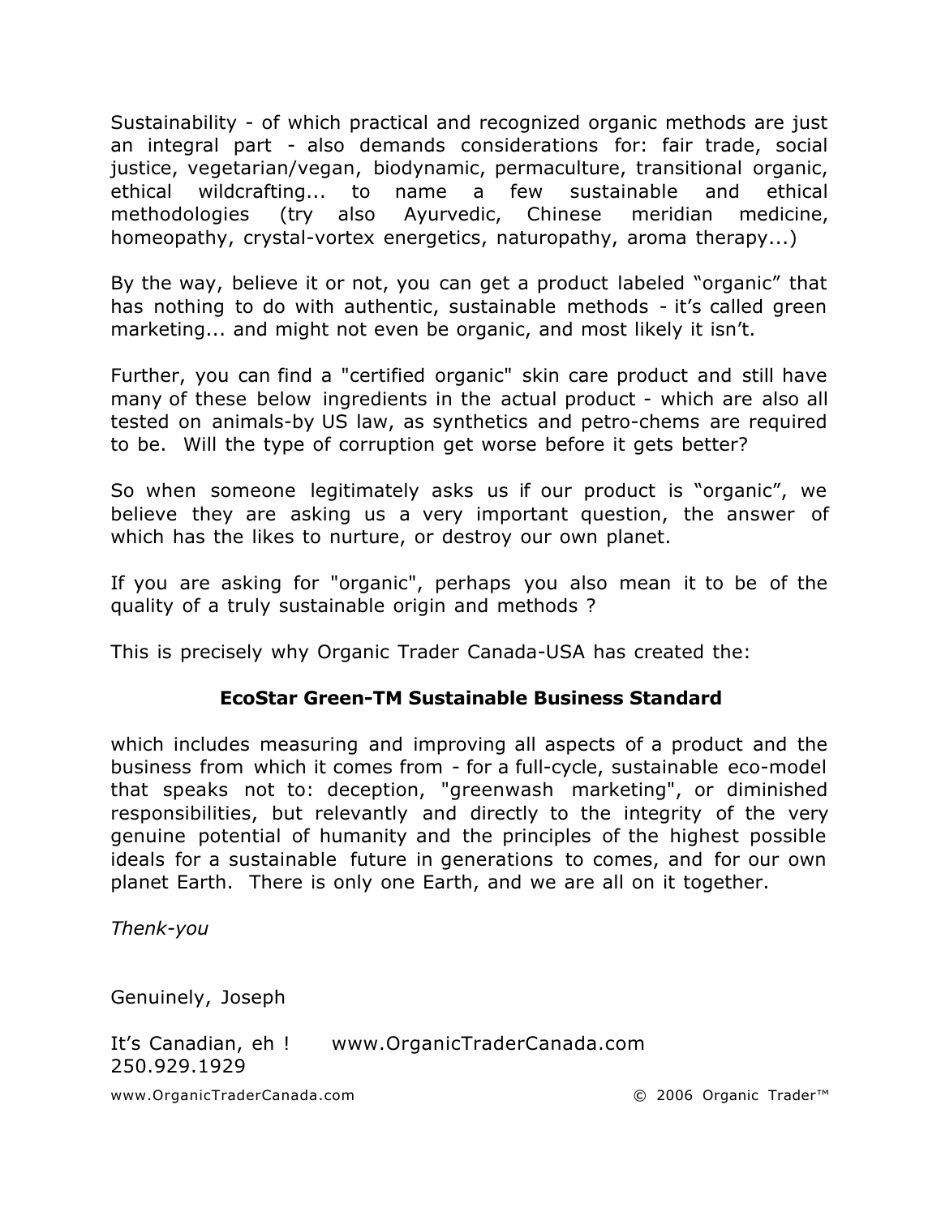Sustainability - of which practical and recognized organic methods are just an integral part - also demands considerations for: fair trade, social justice, vegetarian/vegan, biodynamic, permaculture, transitional organic, ethical wildcrafting... to name a few sustainable and ethical methodologies (try also Ayurvedic, Chinese meridian medicine, homeopathy, crystal-vortex energetics, naturopathy, aroma therapy...)

By the way, believe it or not, you can get a product labeled "organic" that has nothing to do with authentic, sustainable methods - it's called green marketing... and might not even be organic, and most likely it isn't.

Further, you can find a "certified organic" skin care product and still have many of these below ingredients in the actual product - which are also all tested on animals-by US law, as synthetics and petro-chems are required to be. Will the type of corruption get worse before it gets better?

So when someone legitimately asks us if our product is "organic", we believe they are asking us a very important question, the answer of which has the likes to nurture, or destroy our own planet.

If you are asking for "organic", perhaps you also mean it to be of the quality of a truly sustainable origin and methods ?

This is precisely why Organic Trader Canada-USA has created the:

**EcoStar Green-TM Sustainable Business Standard**

which includes measuring and improving all aspects of a product and the business from which it comes from - for a full-cycle, sustainable eco-model that speaks not to: deception, "greenwash marketing", or diminished responsibilities, but relevantly and directly to the integrity of the very genuine potential of humanity and the principles of the highest possible ideals for a sustainable future in generations to comes, and for our own planet Earth. There is only one Earth, and we are all on it together.

*Thenk-you*

Genuinely, Joseph

It's Canadian, eh ! www.OrganicTraderCanada.com
250.929.1929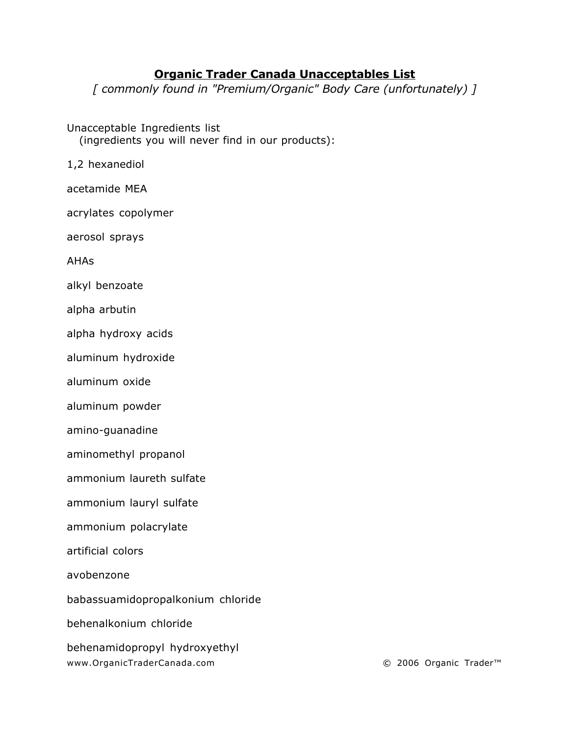## Organic Trader Canada Unacceptables List

*[ commonly found in "Premium/Organic" Body Care (unfortunately) ]*

Unacceptable Ingredients list
(ingredients you will never find in our products):

1,2 hexanediol

acetamide MEA

acrylates copolymer

aerosol sprays

AHAs

alkyl benzoate

alpha arbutin

alpha hydroxy acids

aluminum hydroxide

aluminum oxide

aluminum powder

amino-guanadine

aminomethyl propanol

ammonium laureth sulfate

ammonium lauryl sulfate

ammonium polacrylate

artificial colors

avobenzone

babassuamidopropalkonium chloride

behenalkonium chloride

behenamidopropyl hydroxyethyl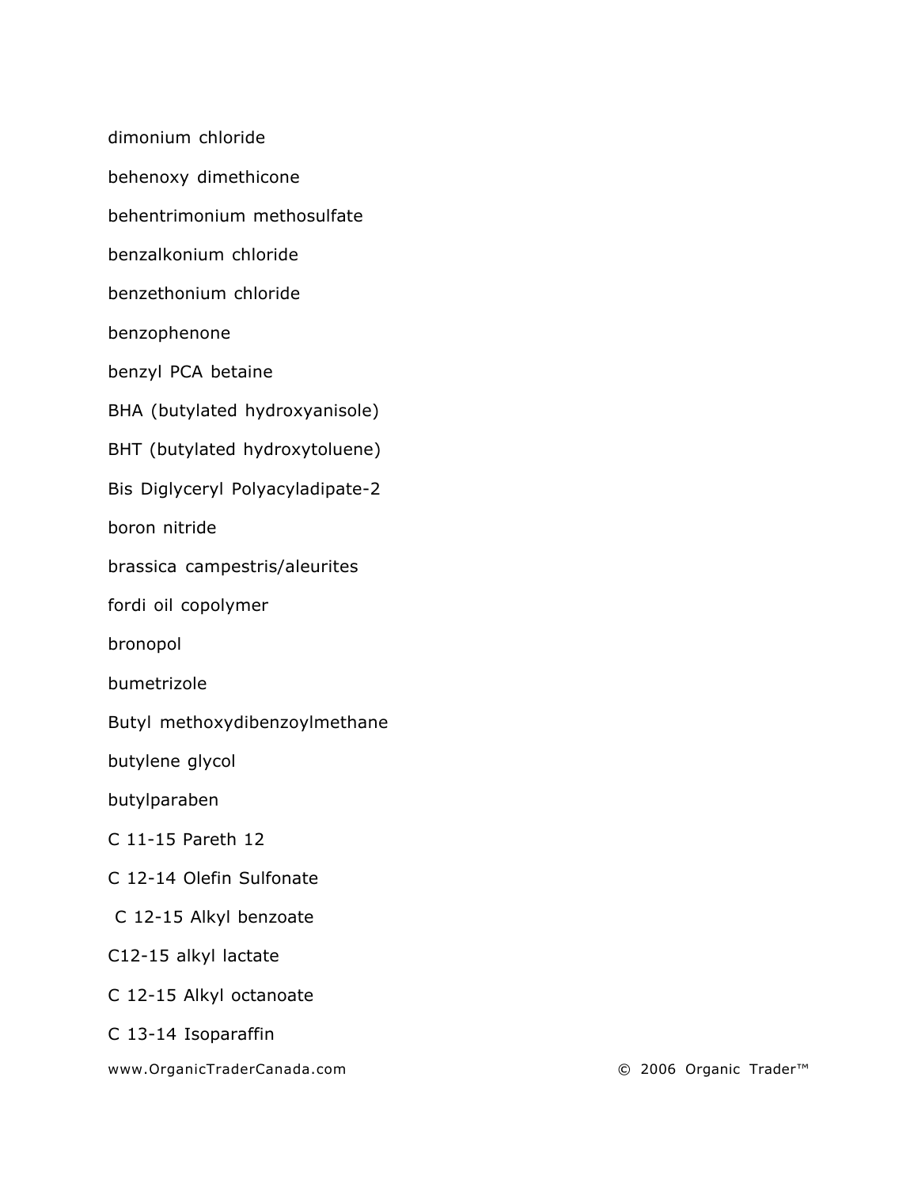dimonium chloride

behenoxy dimethicone

behentrimonium methosulfate

benzalkonium chloride

benzethonium chloride

benzophenone

benzyl PCA betaine

BHA (butylated hydroxyanisole)

BHT (butylated hydroxytoluene)

Bis Diglyceryl Polyacyladipate-2

boron nitride

brassica campestris/aleurites

fordi oil copolymer

bronopol

bumetrizole

Butyl methoxydibenzoylmethane

butylene glycol

butylparaben

C 11-15 Pareth 12

C 12-14 Olefin Sulfonate

C 12-15 Alkyl benzoate

C12-15 alkyl lactate

C 12-15 Alkyl octanoate

C 13-14 Isoparaffin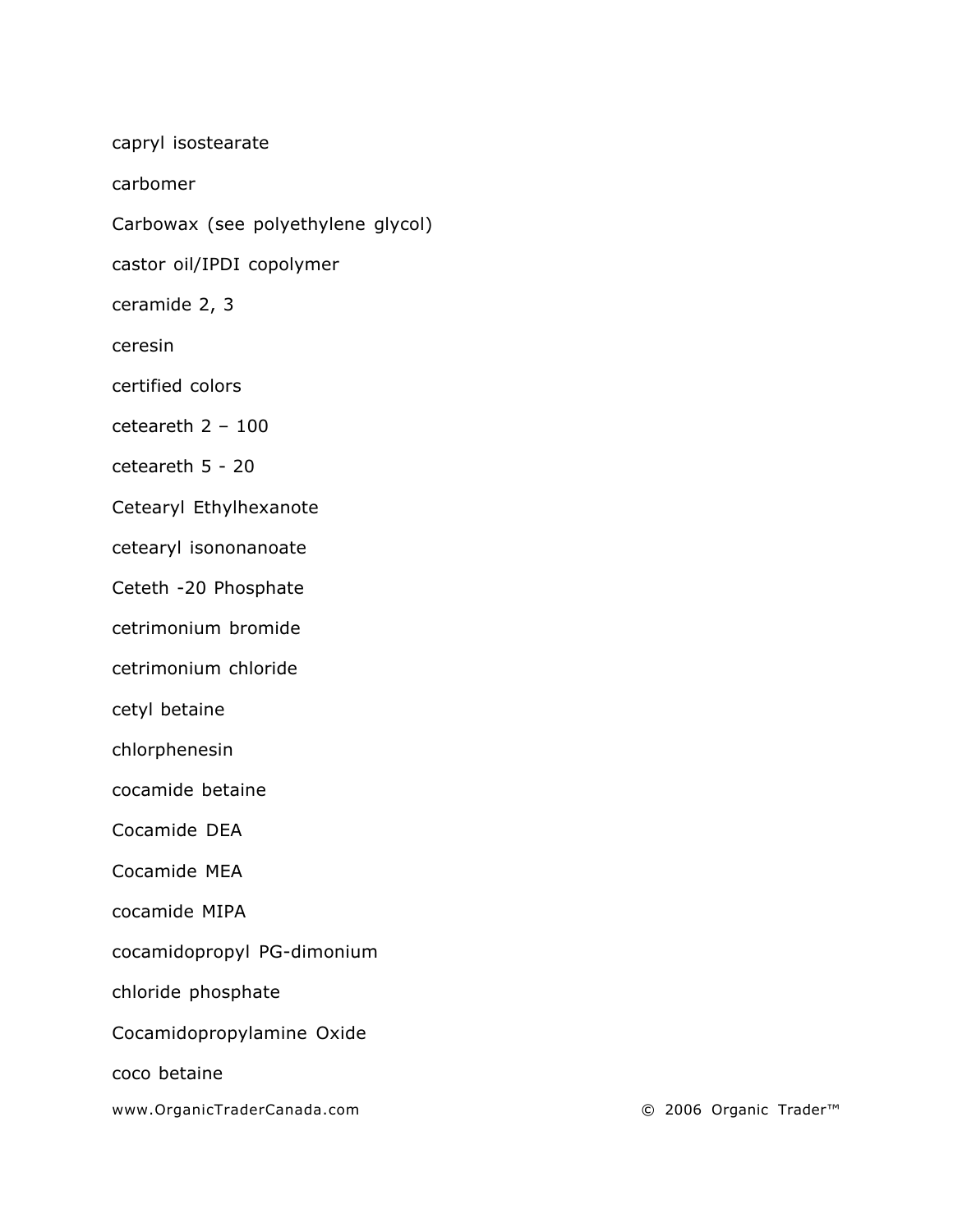capryl isostearate

carbomer

Carbowax (see polyethylene glycol)

castor oil/IPDI copolymer

ceramide 2, 3

ceresin

certified colors

ceteareth 2 – 100

ceteareth 5 - 20

Cetearyl Ethylhexanote

cetearyl isononanoate

Ceteth -20 Phosphate

cetrimonium bromide

cetrimonium chloride

cetyl betaine

chlorphenesin

cocamide betaine

Cocamide DEA

Cocamide MEA

cocamide MIPA

cocamidopropyl PG-dimonium

chloride phosphate

Cocamidopropylamine Oxide

coco betaine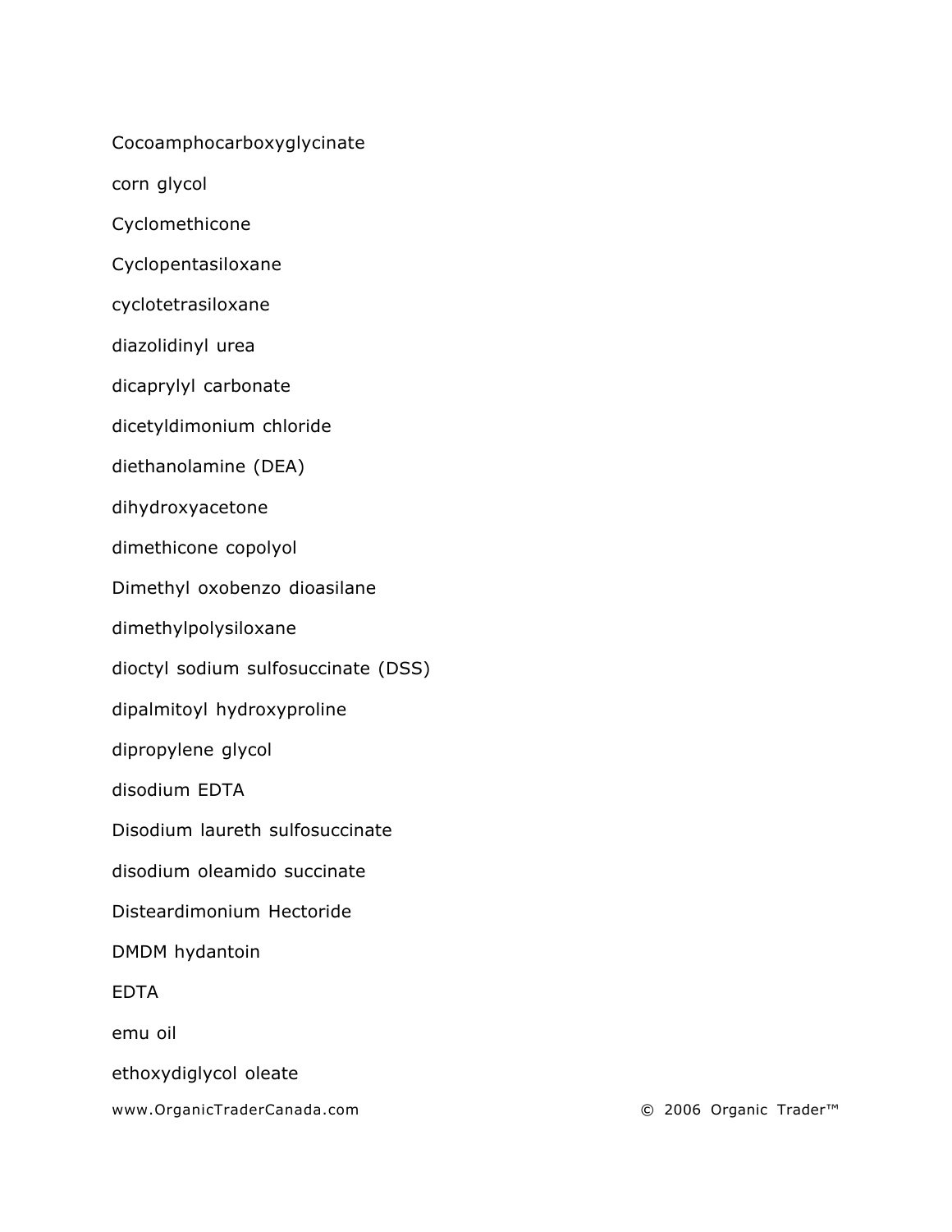Cocoamphocarboxyglycinate

corn glycol

Cyclomethicone

Cyclopentasiloxane

cyclotetrasiloxane

diazolidinyl urea

dicaprylyl carbonate

dicetyldimonium chloride

diethanolamine (DEA)

dihydroxyacetone

dimethicone copolyol

Dimethyl oxobenzo dioasilane

dimethylpolysiloxane

dioctyl sodium sulfosuccinate (DSS)

dipalmitoyl hydroxyproline

dipropylene glycol

disodium EDTA

Disodium laureth sulfosuccinate

disodium oleamido succinate

Disteardimonium Hectoride

DMDM hydantoin

EDTA

emu oil

ethoxydiglycol oleate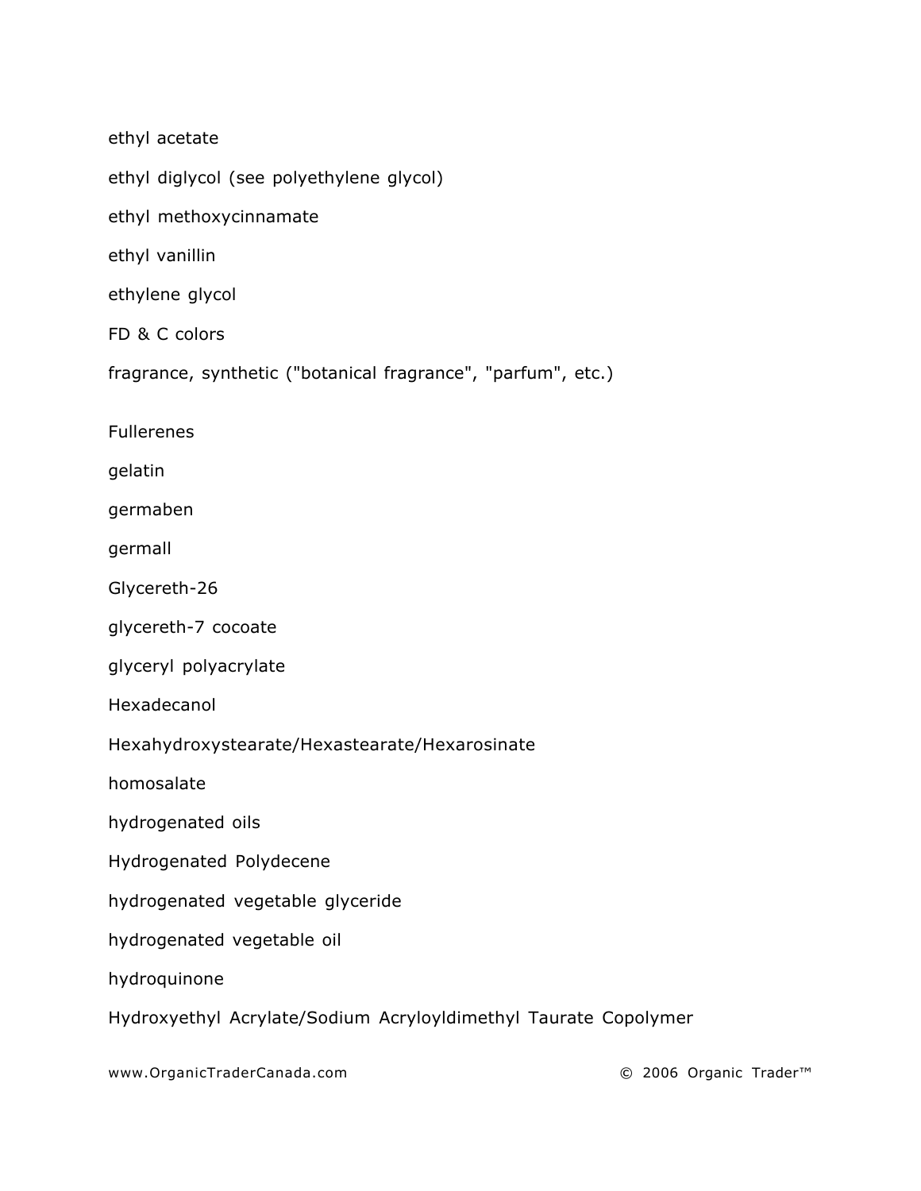ethyl acetate

ethyl diglycol (see polyethylene glycol)

ethyl methoxycinnamate

ethyl vanillin

ethylene glycol

FD & C colors

fragrance, synthetic ("botanical fragrance", "parfum", etc.)

Fullerenes

gelatin

germaben

germall

Glycereth-26

glycereth-7 cocoate

glyceryl polyacrylate

Hexadecanol

Hexahydroxystearate/Hexastearate/Hexarosinate

homosalate

hydrogenated oils

Hydrogenated Polydecene

hydrogenated vegetable glyceride

hydrogenated vegetable oil

hydroquinone

Hydroxyethyl Acrylate/Sodium Acryloyldimethyl Taurate Copolymer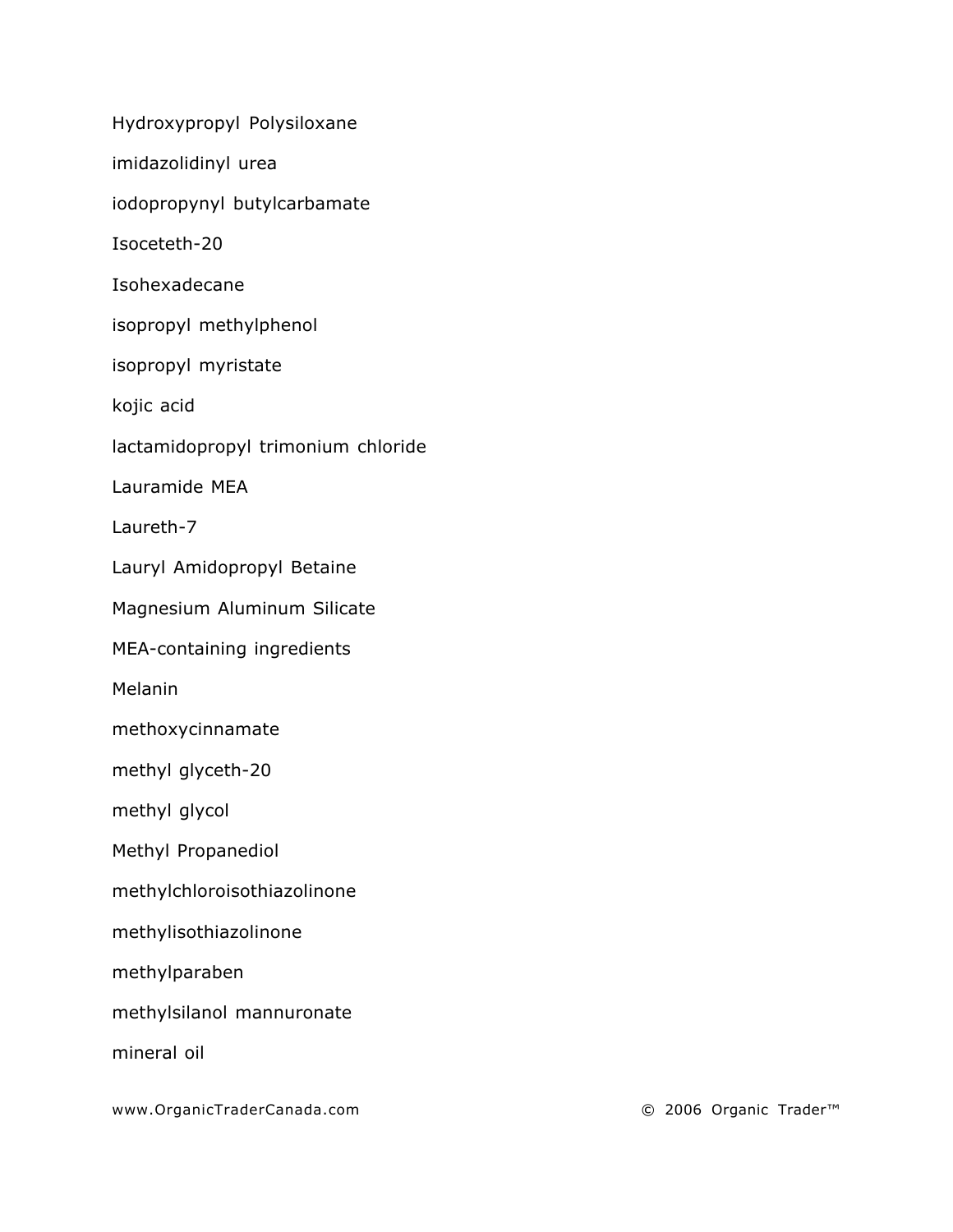Hydroxypropyl Polysiloxane

imidazolidinyl urea

iodopropynyl butylcarbamate

Isoceteth-20

Isohexadecane

isopropyl methylphenol

isopropyl myristate

kojic acid

lactamidopropyl trimonium chloride

Lauramide MEA

Laureth-7

Lauryl Amidopropyl Betaine

Magnesium Aluminum Silicate

MEA-containing ingredients

Melanin

methoxycinnamate

methyl glyceth-20

methyl glycol

Methyl Propanediol

methylchloroisothiazolinone

methylisothiazolinone

methylparaben

methylsilanol mannuronate

mineral oil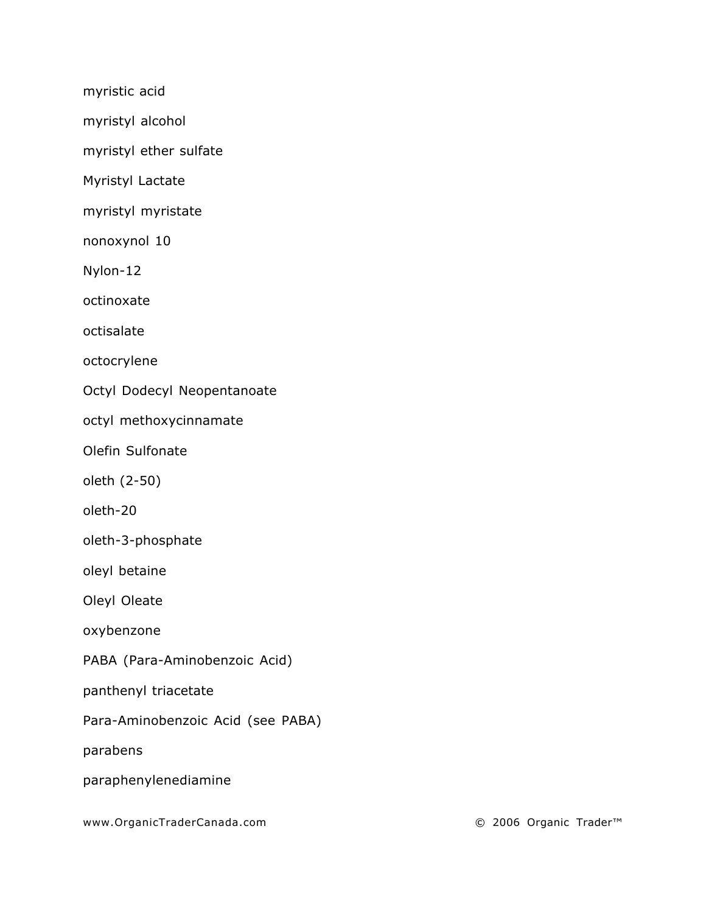myristic acid

myristyl alcohol

myristyl ether sulfate

Myristyl Lactate

myristyl myristate

nonoxynol 10

Nylon-12

octinoxate

octisalate

octocrylene

Octyl Dodecyl Neopentanoate

octyl methoxycinnamate

Olefin Sulfonate

oleth (2-50)

oleth-20

oleth-3-phosphate

oleyl betaine

Oleyl Oleate

oxybenzone

PABA (Para-Aminobenzoic Acid)

panthenyl triacetate

Para-Aminobenzoic Acid (see PABA)

parabens

paraphenylenediamine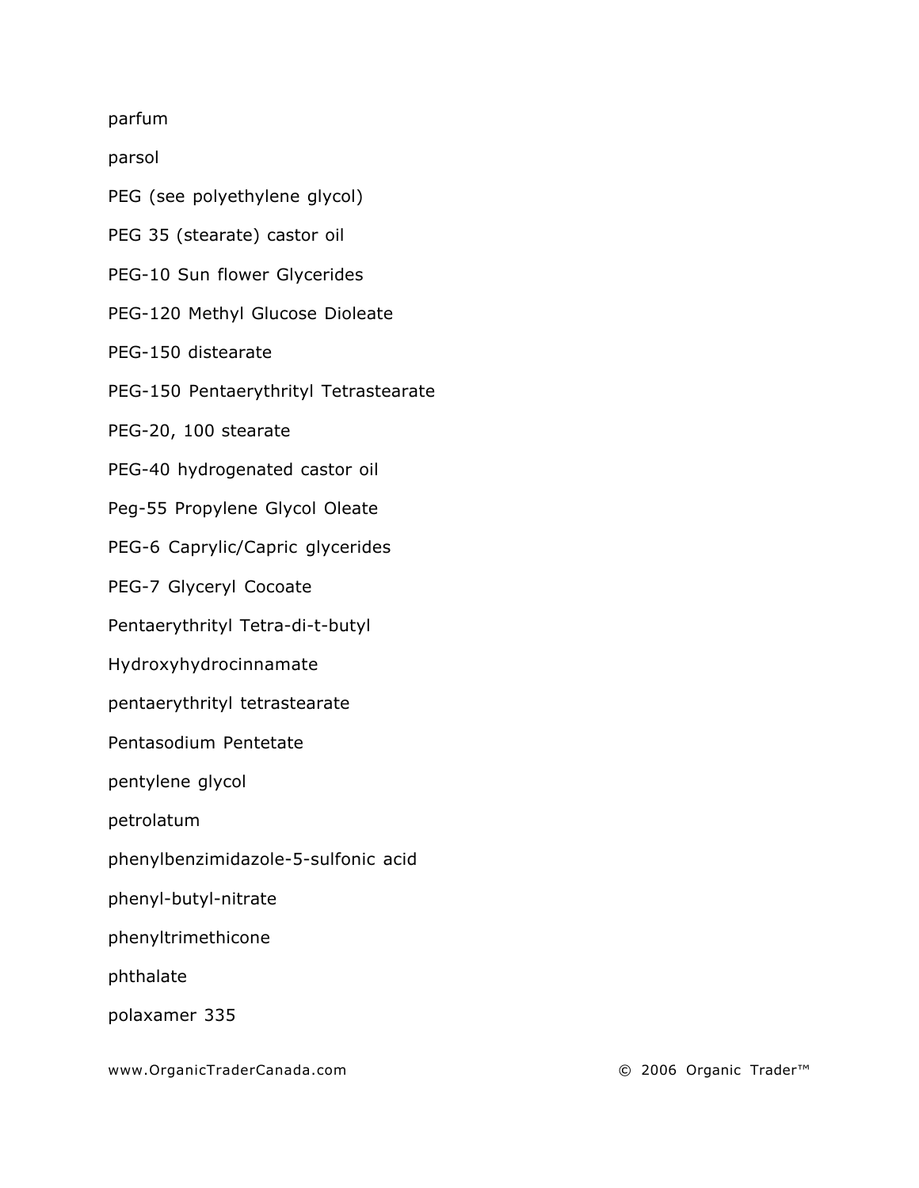parfum

parsol

PEG (see polyethylene glycol)

PEG 35 (stearate) castor oil

PEG-10 Sun flower Glycerides

PEG-120 Methyl Glucose Dioleate

PEG-150 distearate

PEG-150 Pentaerythrityl Tetrastearate

PEG-20, 100 stearate

PEG-40 hydrogenated castor oil

Peg-55 Propylene Glycol Oleate

PEG-6 Caprylic/Capric glycerides

PEG-7 Glyceryl Cocoate

Pentaerythrityl Tetra-di-t-butyl

Hydroxyhydrocinnamate

pentaerythrityl tetrastearate

Pentasodium Pentetate

pentylene glycol

petrolatum

phenylbenzimidazole-5-sulfonic acid

phenyl-butyl-nitrate

phenyltrimethicone

phthalate

polaxamer 335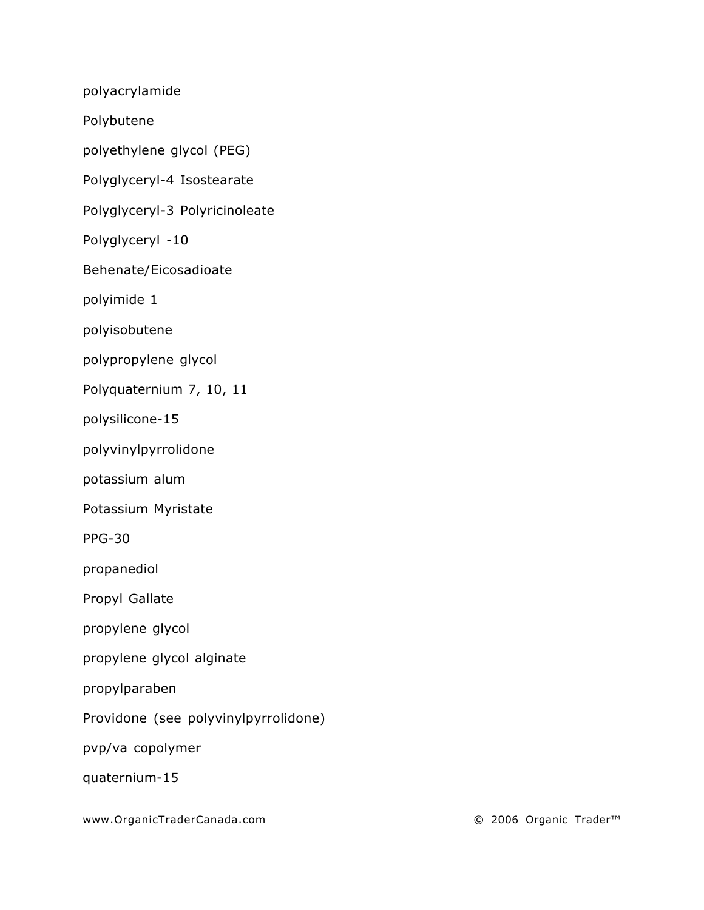polyacrylamide

Polybutene

polyethylene glycol (PEG)

Polyglyceryl-4 Isostearate

Polyglyceryl-3 Polyricinoleate

Polyglyceryl -10

Behenate/Eicosadioate

polyimide 1

polyisobutene

polypropylene glycol

Polyquaternium 7, 10, 11

polysilicone-15

polyvinylpyrrolidone

potassium alum

Potassium Myristate

PPG-30

propanediol

Propyl Gallate

propylene glycol

propylene glycol alginate

propylparaben

Providone (see polyvinylpyrrolidone)

pvp/va copolymer

quaternium-15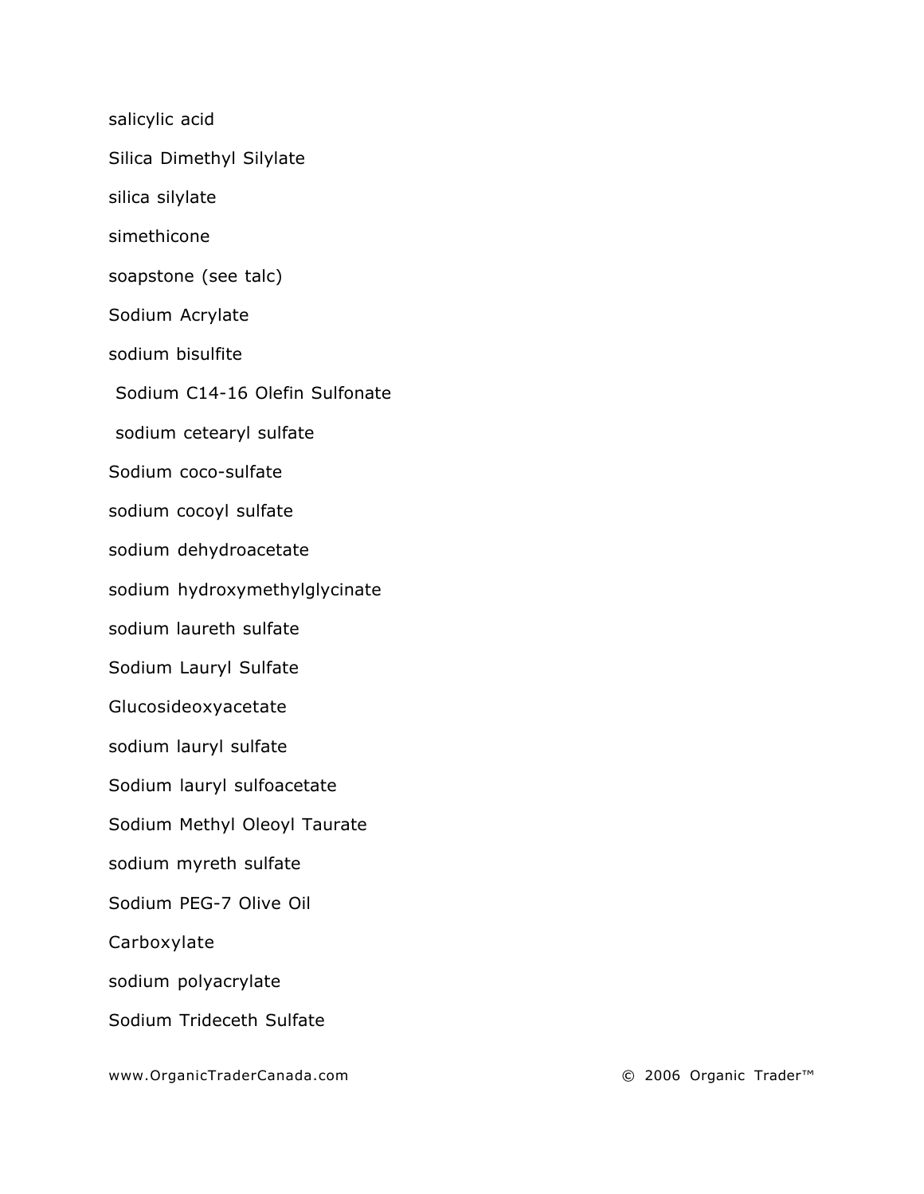salicylic acid

Silica Dimethyl Silylate

silica silylate

simethicone

soapstone (see talc)

Sodium Acrylate

sodium bisulfite

Sodium C14-16 Olefin Sulfonate

sodium cetearyl sulfate

Sodium coco-sulfate

sodium cocoyl sulfate

sodium dehydroacetate

sodium hydroxymethylglycinate

sodium laureth sulfate

Sodium Lauryl Sulfate

Glucosideoxyacetate

sodium lauryl sulfate

Sodium lauryl sulfoacetate

Sodium Methyl Oleoyl Taurate

sodium myreth sulfate

Sodium PEG-7 Olive Oil

Carboxylate

sodium polyacrylate

Sodium Trideceth Sulfate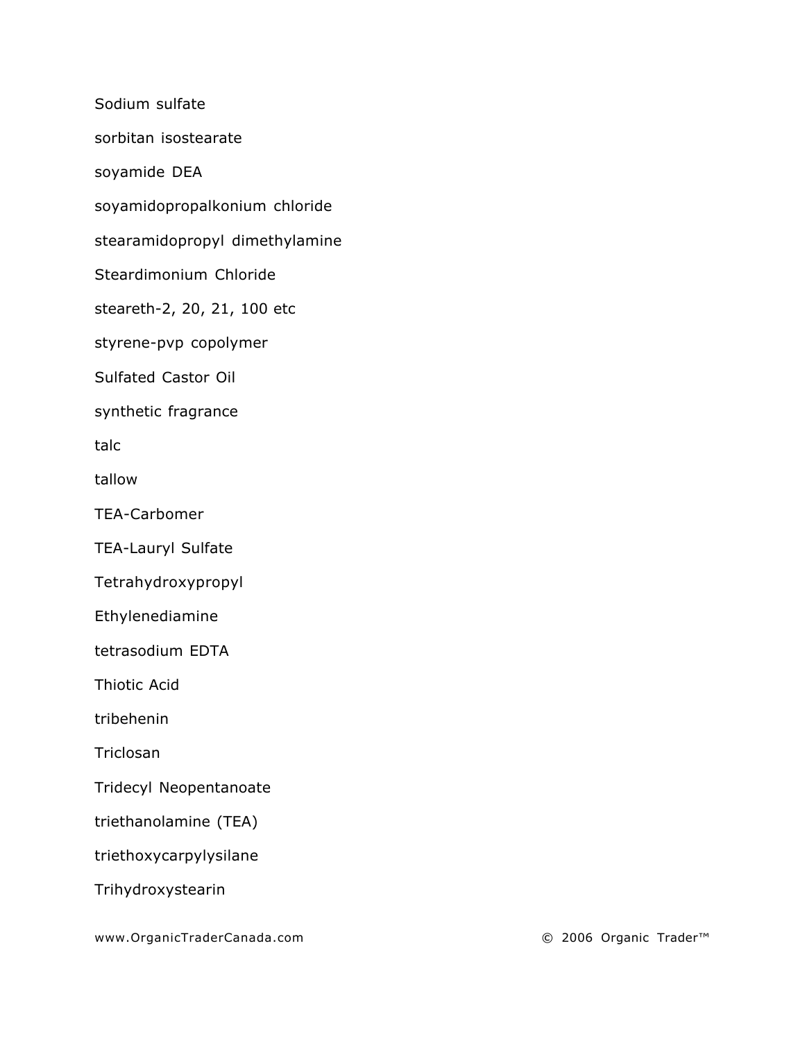Sodium sulfate

sorbitan isostearate

soyamide DEA

soyamidopropalkonium chloride

stearamidopropyl dimethylamine

Steardimonium Chloride

steareth-2, 20, 21, 100 etc

styrene-pvp copolymer

Sulfated Castor Oil

synthetic fragrance

talc

tallow

TEA-Carbomer

TEA-Lauryl Sulfate

Tetrahydroxypropyl

Ethylenediamine

tetrasodium EDTA

Thiotic Acid

tribehenin

Triclosan

Tridecyl Neopentanoate

triethanolamine (TEA)

triethoxycarpylysilane

Trihydroxystearin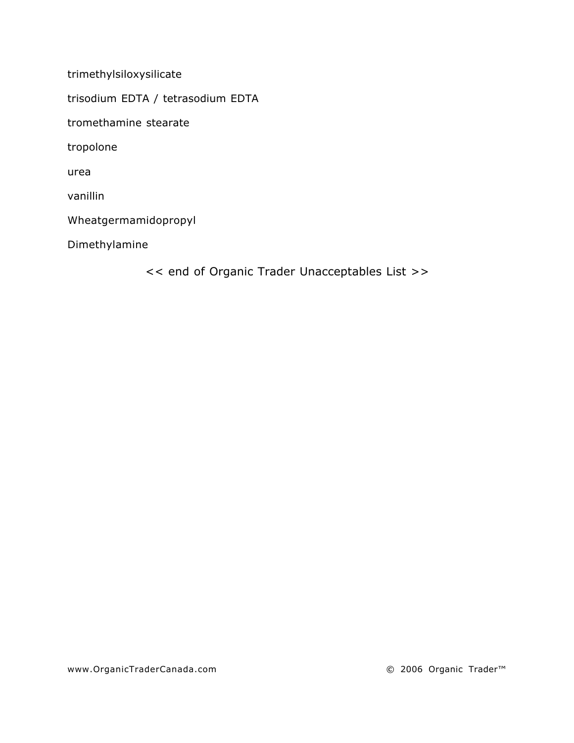trimethylsiloxysilicate

trisodium EDTA / tetrasodium EDTA

tromethamine stearate

tropolone

urea

vanillin

Wheatgermamidopropyl

Dimethylamine

<< end of Organic Trader Unacceptables List >>